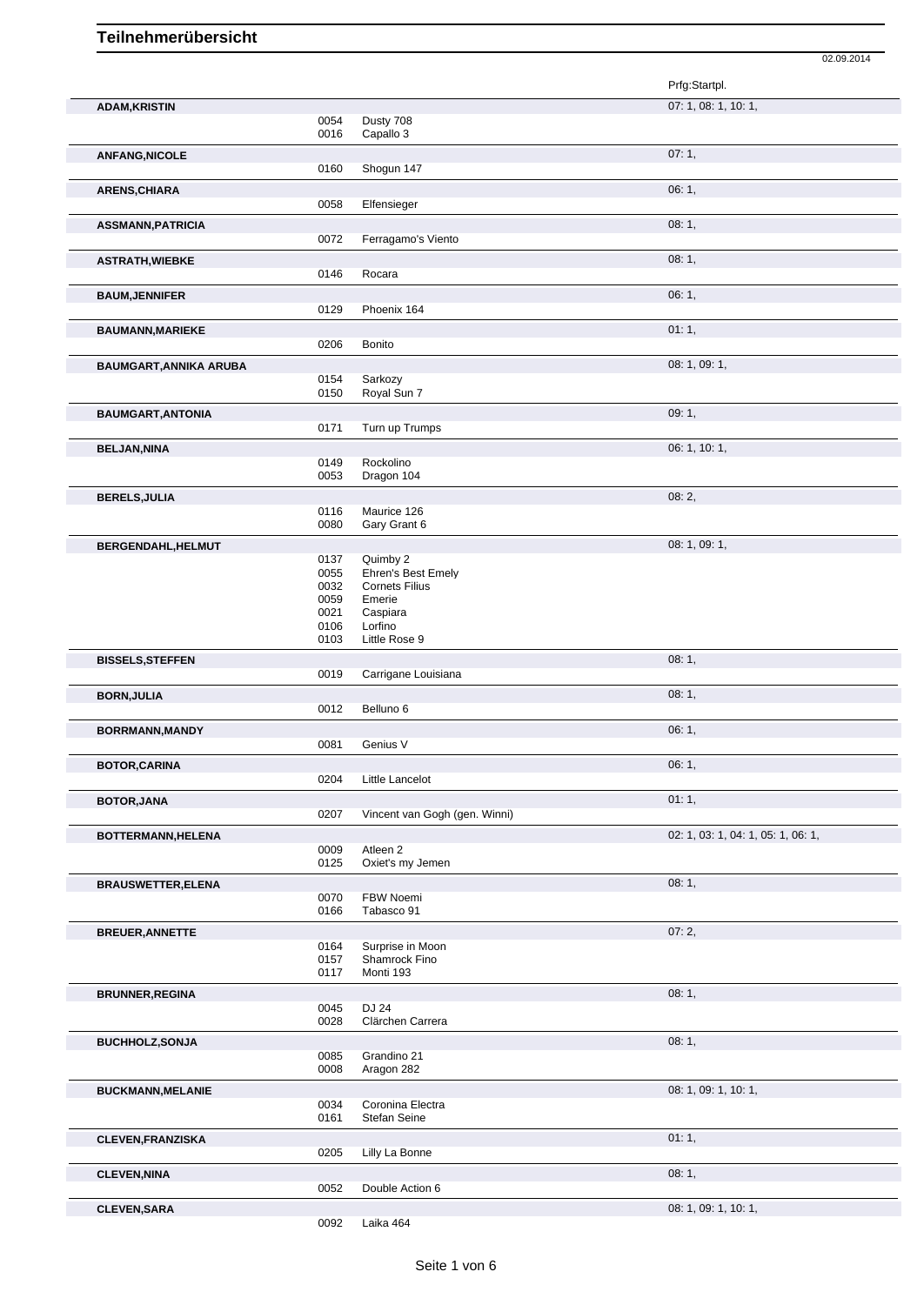# Teilnehmerübersicht

02.09.2014

| Teilnehmer | Nr. | Pferd | Prfg:Startpl. |
|---|---|---|---|
| **ADAM,KRISTIN** | | | 07: 1, 08: 1, 10: 1, |
| | 0054 | Dusty 708 | |
| | 0016 | Capallo 3 | |
| **ANFANG,NICOLE** | | | 07: 1, |
| | 0160 | Shogun 147 | |
| **ARENS,CHIARA** | | | 06: 1, |
| | 0058 | Elfensieger | |
| **ASSMANN,PATRICIA** | | | 08: 1, |
| | 0072 | Ferragamo's Viento | |
| **ASTRATH,WIEBKE** | | | 08: 1, |
| | 0146 | Rocara | |
| **BAUM,JENNIFER** | | | 06: 1, |
| | 0129 | Phoenix 164 | |
| **BAUMANN,MARIEKE** | | | 01: 1, |
| | 0206 | Bonito | |
| **BAUMGART,ANNIKA ARUBA** | | | 08: 1, 09: 1, |
| | 0154 | Sarkozy | |
| | 0150 | Royal Sun 7 | |
| **BAUMGART,ANTONIA** | | | 09: 1, |
| | 0171 | Turn up Trumps | |
| **BELJAN,NINA** | | | 06: 1, 10: 1, |
| | 0149 | Rockolino | |
| | 0053 | Dragon 104 | |
| **BERELS,JULIA** | | | 08: 2, |
| | 0116 | Maurice 126 | |
| | 0080 | Gary Grant 6 | |
| **BERGENDAHL,HELMUT** | | | 08: 1, 09: 1, |
| | 0137 | Quimby 2 | |
| | 0055 | Ehren's Best Emely | |
| | 0032 | Cornets Filius | |
| | 0059 | Emerie | |
| | 0021 | Caspiara | |
| | 0106 | Lorfino | |
| | 0103 | Little Rose 9 | |
| **BISSELS,STEFFEN** | | | 08: 1, |
| | 0019 | Carrigane Louisiana | |
| **BORN,JULIA** | | | 08: 1, |
| | 0012 | Belluno 6 | |
| **BORRMANN,MANDY** | | | 06: 1, |
| | 0081 | Genius V | |
| **BOTOR,CARINA** | | | 06: 1, |
| | 0204 | Little Lancelot | |
| **BOTOR,JANA** | | | 01: 1, |
| | 0207 | Vincent van Gogh (gen. Winni) | |
| **BOTTERMANN,HELENA** | | | 02: 1, 03: 1, 04: 1, 05: 1, 06: 1, |
| | 0009 | Atleen 2 | |
| | 0125 | Oxiet's my Jemen | |
| **BRAUSWETTER,ELENA** | | | 08: 1, |
| | 0070 | FBW Noemi | |
| | 0166 | Tabasco 91 | |
| **BREUER,ANNETTE** | | | 07: 2, |
| | 0164 | Surprise in Moon | |
| | 0157 | Shamrock Fino | |
| | 0117 | Monti 193 | |
| **BRUNNER,REGINA** | | | 08: 1, |
| | 0045 | DJ 24 | |
| | 0028 | Clärchen Carrera | |
| **BUCHHOLZ,SONJA** | | | 08: 1, |
| | 0085 | Grandino 21 | |
| | 0008 | Aragon 282 | |
| **BUCKMANN,MELANIE** | | | 08: 1, 09: 1, 10: 1, |
| | 0034 | Coronina Electra | |
| | 0161 | Stefan Seine | |
| **CLEVEN,FRANZISKA** | | | 01: 1, |
| | 0205 | Lilly La Bonne | |
| **CLEVEN,NINA** | | | 08: 1, |
| | 0052 | Double Action 6 | |
| **CLEVEN,SARA** | | | 08: 1, 09: 1, 10: 1, |
| | 0092 | Laika 464 | |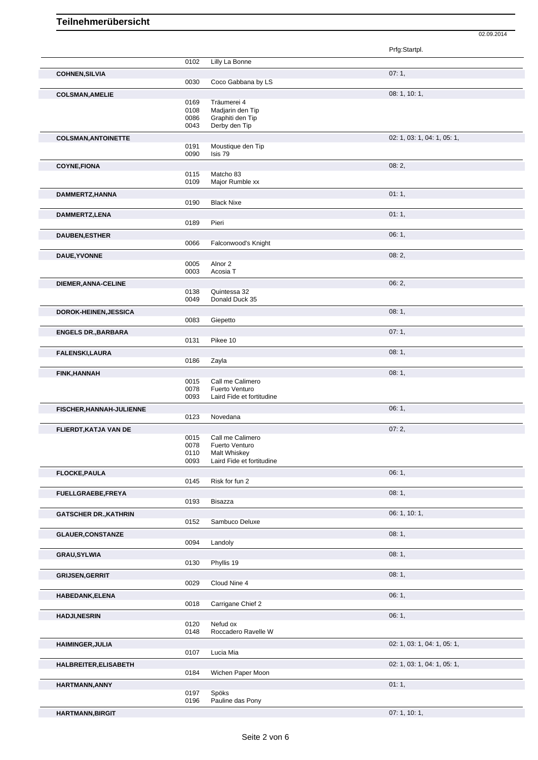# Teilnehmerübersicht

02.09.2014

| Name | Nr. | Pferd | Prfg:Startpl. |
|---|---|---|---|
| | 0102 | Lilly La Bonne | |
| COHNEN,SILVIA | | | 07: 1, |
| | 0030 | Coco Gabbana by LS | |
| COLSMAN,AMELIE | | | 08: 1, 10: 1, |
| | 0169 | Träumerei 4 | |
| | 0108 | Madjarin den Tip | |
| | 0086 | Graphiti den Tip | |
| | 0043 | Derby den Tip | |
| COLSMAN,ANTOINETTE | | | 02: 1, 03: 1, 04: 1, 05: 1, |
| | 0191 | Moustique den Tip | |
| | 0090 | Isis 79 | |
| COYNE,FIONA | | | 08: 2, |
| | 0115 | Matcho 83 | |
| | 0109 | Major Rumble xx | |
| DAMMERTZ,HANNA | | | 01: 1, |
| | 0190 | Black Nixe | |
| DAMMERTZ,LENA | | | 01: 1, |
| | 0189 | Pieri | |
| DAUBEN,ESTHER | | | 06: 1, |
| | 0066 | Falconwood's Knight | |
| DAUE,YVONNE | | | 08: 2, |
| | 0005 | Alnor 2 | |
| | 0003 | Acosia T | |
| DIEMER,ANNA-CELINE | | | 06: 2, |
| | 0138 | Quintessa 32 | |
| | 0049 | Donald Duck 35 | |
| DOROK-HEINEN,JESSICA | | | 08: 1, |
| | 0083 | Giepetto | |
| ENGELS DR.,BARBARA | | | 07: 1, |
| | 0131 | Pikee 10 | |
| FALENSKI,LAURA | | | 08: 1, |
| | 0186 | Zayla | |
| FINK,HANNAH | | | 08: 1, |
| | 0015 | Call me Calimero | |
| | 0078 | Fuerto Venturo | |
| | 0093 | Laird Fide et fortitudine | |
| FISCHER,HANNAH-JULIENNE | | | 06: 1, |
| | 0123 | Novedana | |
| FLIERDT,KATJA VAN DE | | | 07: 2, |
| | 0015 | Call me Calimero | |
| | 0078 | Fuerto Venturo | |
| | 0110 | Malt Whiskey | |
| | 0093 | Laird Fide et fortitudine | |
| FLOCKE,PAULA | | | 06: 1, |
| | 0145 | Risk for fun 2 | |
| FUELLGRAEBE,FREYA | | | 08: 1, |
| | 0193 | Bisazza | |
| GATSCHER DR.,KATHRIN | | | 06: 1, 10: 1, |
| | 0152 | Sambuco Deluxe | |
| GLAUER,CONSTANZE | | | 08: 1, |
| | 0094 | Landoly | |
| GRAU,SYLWIA | | | 08: 1, |
| | 0130 | Phyllis 19 | |
| GRIJSEN,GERRIT | | | 08: 1, |
| | 0029 | Cloud Nine 4 | |
| HABEDANK,ELENA | | | 06: 1, |
| | 0018 | Carrigane Chief 2 | |
| HADJI,NESRIN | | | 06: 1, |
| | 0120 | Nefud ox | |
| | 0148 | Roccadero Ravelle W | |
| HAIMINGER,JULIA | | | 02: 1, 03: 1, 04: 1, 05: 1, |
| | 0107 | Lucia Mia | |
| HALBREITER,ELISABETH | | | 02: 1, 03: 1, 04: 1, 05: 1, |
| | 0184 | Wichen Paper Moon | |
| HARTMANN,ANNY | | | 01: 1, |
| | 0197 | Spöks | |
| | 0196 | Pauline das Pony | |
| HARTMANN,BIRGIT | | | 07: 1, 10: 1, |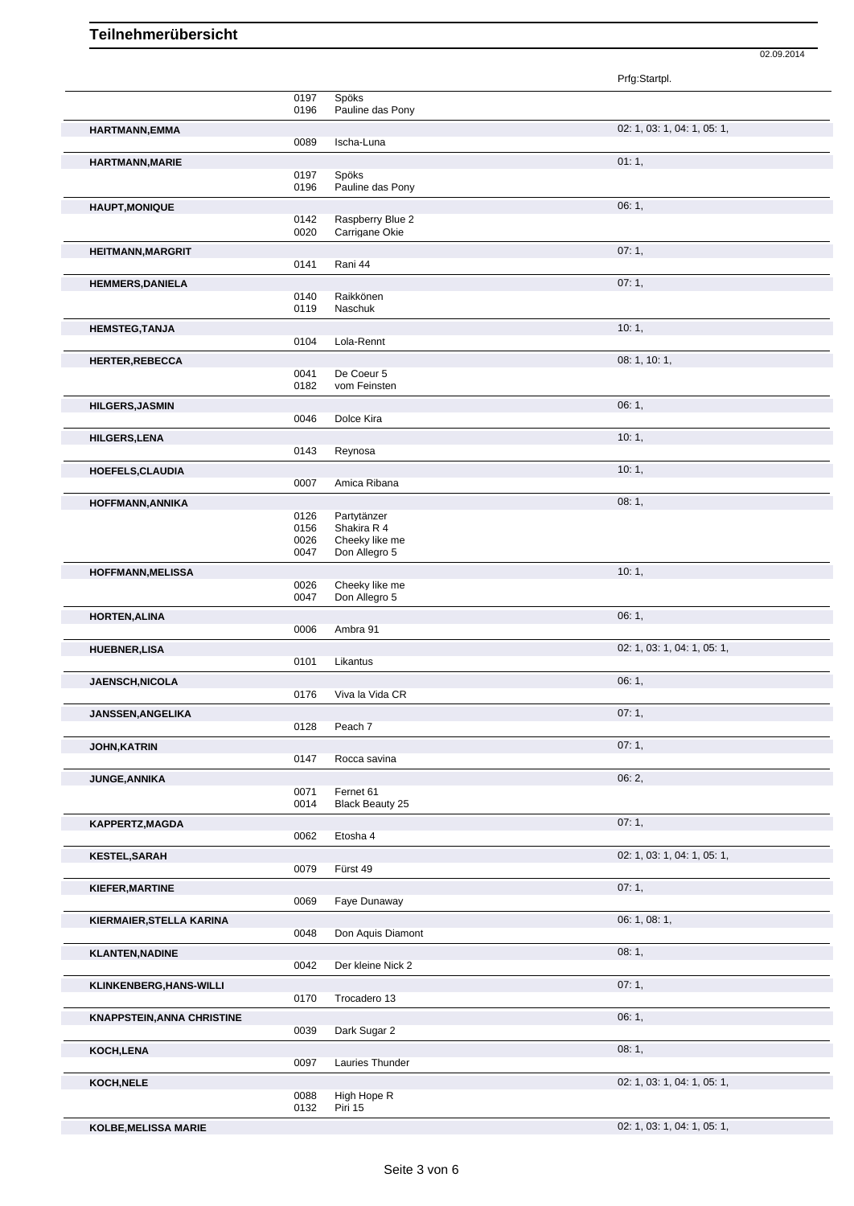# Teilnehmerübersicht

02.09.2014

| Teilnehmer | Nr. | Pferd | Prfg:Startpl. |
|---|---|---|---|
| | 0197 | Spöks | |
| | 0196 | Pauline das Pony | |
| **HARTMANN,EMMA** | | | 02: 1, 03: 1, 04: 1, 05: 1, |
| | 0089 | Ischa-Luna | |
| **HARTMANN,MARIE** | | | 01: 1, |
| | 0197 | Spöks | |
| | 0196 | Pauline das Pony | |
| **HAUPT,MONIQUE** | | | 06: 1, |
| | 0142 | Raspberry Blue 2 | |
| | 0020 | Carrigane Okie | |
| **HEITMANN,MARGRIT** | | | 07: 1, |
| | 0141 | Rani 44 | |
| **HEMMERS,DANIELA** | | | 07: 1, |
| | 0140 | Raikkönen | |
| | 0119 | Naschuk | |
| **HEMSTEG,TANJA** | | | 10: 1, |
| | 0104 | Lola-Rennt | |
| **HERTER,REBECCA** | | | 08: 1, 10: 1, |
| | 0041 | De Coeur 5 | |
| | 0182 | vom Feinsten | |
| **HILGERS,JASMIN** | | | 06: 1, |
| | 0046 | Dolce Kira | |
| **HILGERS,LENA** | | | 10: 1, |
| | 0143 | Reynosa | |
| **HOEFELS,CLAUDIA** | | | 10: 1, |
| | 0007 | Amica Ribana | |
| **HOFFMANN,ANNIKA** | | | 08: 1, |
| | 0126 | Partytänzer | |
| | 0156 | Shakira R 4 | |
| | 0026 | Cheeky like me | |
| | 0047 | Don Allegro 5 | |
| **HOFFMANN,MELISSA** | | | 10: 1, |
| | 0026 | Cheeky like me | |
| | 0047 | Don Allegro 5 | |
| **HORTEN,ALINA** | | | 06: 1, |
| | 0006 | Ambra 91 | |
| **HUEBNER,LISA** | | | 02: 1, 03: 1, 04: 1, 05: 1, |
| | 0101 | Likantus | |
| **JAENSCH,NICOLA** | | | 06: 1, |
| | 0176 | Viva la Vida CR | |
| **JANSSEN,ANGELIKA** | | | 07: 1, |
| | 0128 | Peach 7 | |
| **JOHN,KATRIN** | | | 07: 1, |
| | 0147 | Rocca savina | |
| **JUNGE,ANNIKA** | | | 06: 2, |
| | 0071 | Fernet 61 | |
| | 0014 | Black Beauty 25 | |
| **KAPPERTZ,MAGDA** | | | 07: 1, |
| | 0062 | Etosha 4 | |
| **KESTEL,SARAH** | | | 02: 1, 03: 1, 04: 1, 05: 1, |
| | 0079 | Fürst 49 | |
| **KIEFER,MARTINE** | | | 07: 1, |
| | 0069 | Faye Dunaway | |
| **KIERMAIER,STELLA KARINA** | | | 06: 1, 08: 1, |
| | 0048 | Don Aquis Diamont | |
| **KLANTEN,NADINE** | | | 08: 1, |
| | 0042 | Der kleine Nick 2 | |
| **KLINKENBERG,HANS-WILLI** | | | 07: 1, |
| | 0170 | Trocadero 13 | |
| **KNAPPSTEIN,ANNA CHRISTINE** | | | 06: 1, |
| | 0039 | Dark Sugar 2 | |
| **KOCH,LENA** | | | 08: 1, |
| | 0097 | Lauries Thunder | |
| **KOCH,NELE** | | | 02: 1, 03: 1, 04: 1, 05: 1, |
| | 0088 | High Hope R | |
| | 0132 | Piri 15 | |
| **KOLBE,MELISSA MARIE** | | | 02: 1, 03: 1, 04: 1, 05: 1, |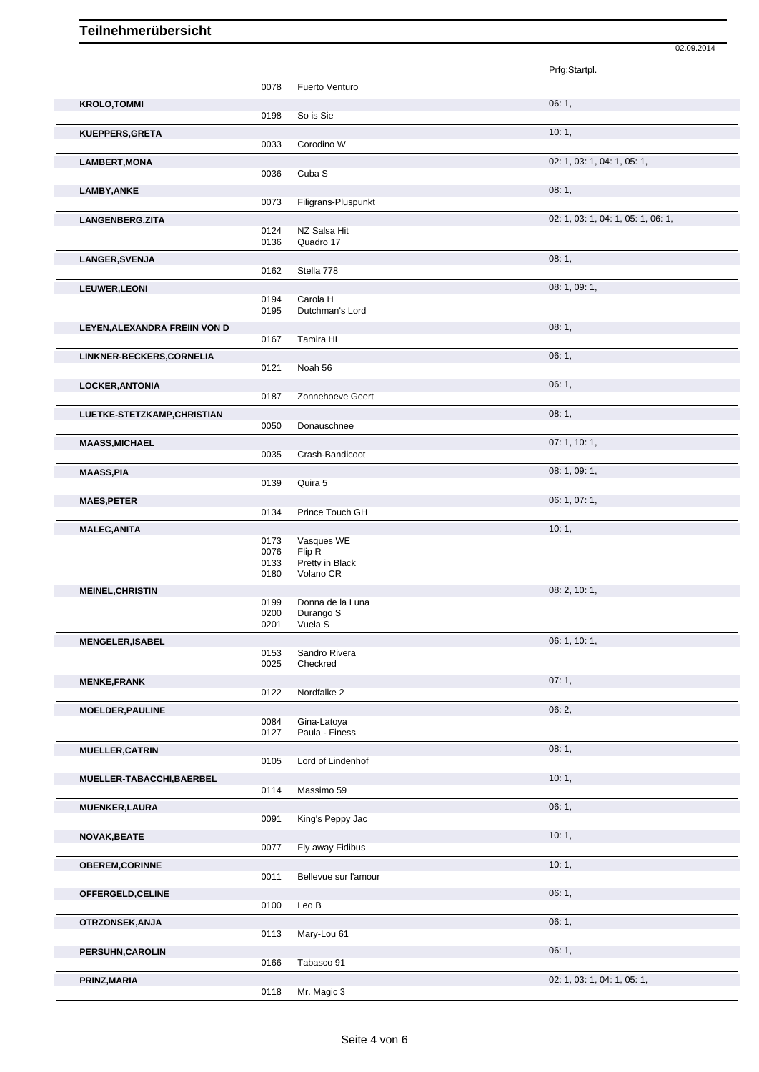# Teilnehmerübersicht

02.09.2014

| Teilnehmer | Nr. | Pferd | Prfg:Startpl. |
|---|---|---|---|
| | 0078 | Fuerto Venturo | |
| **KROLO,TOMMI** | | | 06: 1, |
| | 0198 | So is Sie | |
| **KUEPPERS,GRETA** | | | 10: 1, |
| | 0033 | Corodino W | |
| **LAMBERT,MONA** | | | 02: 1, 03: 1, 04: 1, 05: 1, |
| | 0036 | Cuba S | |
| **LAMBY,ANKE** | | | 08: 1, |
| | 0073 | Filigrans-Pluspunkt | |
| **LANGENBERG,ZITA** | | | 02: 1, 03: 1, 04: 1, 05: 1, 06: 1, |
| | 0124 | NZ Salsa Hit | |
| | 0136 | Quadro 17 | |
| **LANGER,SVENJA** | | | 08: 1, |
| | 0162 | Stella 778 | |
| **LEUWER,LEONI** | | | 08: 1, 09: 1, |
| | 0194 | Carola H | |
| | 0195 | Dutchman's Lord | |
| **LEYEN,ALEXANDRA FREIIN VON D** | | | 08: 1, |
| | 0167 | Tamira HL | |
| **LINKNER-BECKERS,CORNELIA** | | | 06: 1, |
| | 0121 | Noah 56 | |
| **LOCKER,ANTONIA** | | | 06: 1, |
| | 0187 | Zonnehoeve Geert | |
| **LUETKE-STETZKAMP,CHRISTIAN** | | | 08: 1, |
| | 0050 | Donauschnee | |
| **MAASS,MICHAEL** | | | 07: 1, 10: 1, |
| | 0035 | Crash-Bandicoot | |
| **MAASS,PIA** | | | 08: 1, 09: 1, |
| | 0139 | Quira 5 | |
| **MAES,PETER** | | | 06: 1, 07: 1, |
| | 0134 | Prince Touch GH | |
| **MALEC,ANITA** | | | 10: 1, |
| | 0173 | Vasques WE | |
| | 0076 | Flip R | |
| | 0133 | Pretty in Black | |
| | 0180 | Volano CR | |
| **MEINEL,CHRISTIN** | | | 08: 2, 10: 1, |
| | 0199 | Donna de la Luna | |
| | 0200 | Durango S | |
| | 0201 | Vuela S | |
| **MENGELER,ISABEL** | | | 06: 1, 10: 1, |
| | 0153 | Sandro Rivera | |
| | 0025 | Checkred | |
| **MENKE,FRANK** | | | 07: 1, |
| | 0122 | Nordfalke 2 | |
| **MOELDER,PAULINE** | | | 06: 2, |
| | 0084 | Gina-Latoya | |
| | 0127 | Paula - Finess | |
| **MUELLER,CATRIN** | | | 08: 1, |
| | 0105 | Lord of Lindenhof | |
| **MUELLER-TABACCHI,BAERBEL** | | | 10: 1, |
| | 0114 | Massimo 59 | |
| **MUENKER,LAURA** | | | 06: 1, |
| | 0091 | King's Peppy Jac | |
| **NOVAK,BEATE** | | | 10: 1, |
| | 0077 | Fly away Fidibus | |
| **OBEREM,CORINNE** | | | 10: 1, |
| | 0011 | Bellevue sur l'amour | |
| **OFFERGELD,CELINE** | | | 06: 1, |
| | 0100 | Leo B | |
| **OTRZONSEK,ANJA** | | | 06: 1, |
| | 0113 | Mary-Lou 61 | |
| **PERSUHN,CAROLIN** | | | 06: 1, |
| | 0166 | Tabasco 91 | |
| **PRINZ,MARIA** | | | 02: 1, 03: 1, 04: 1, 05: 1, |
| | 0118 | Mr. Magic 3 | |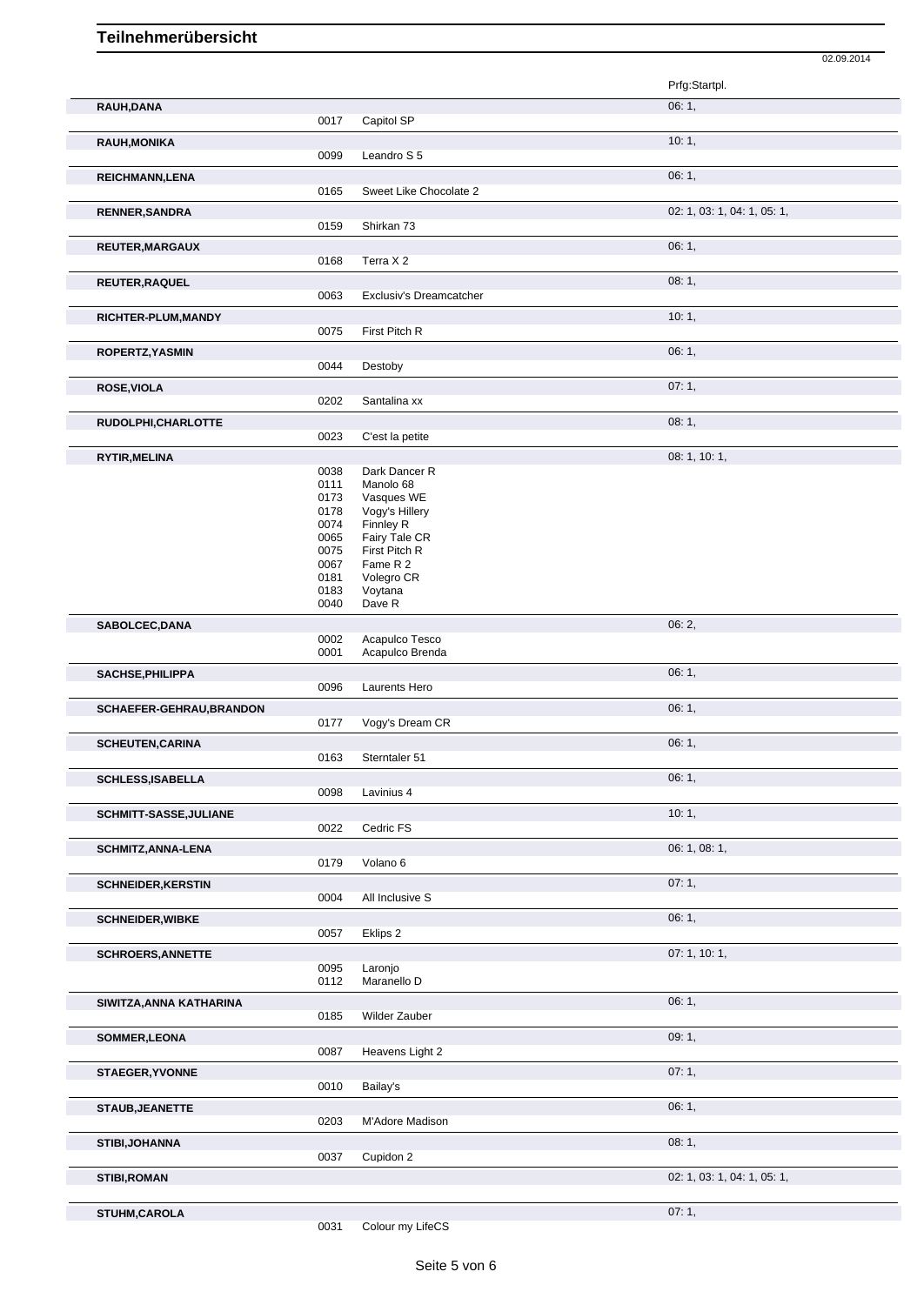# Teilnehmerübersicht

02.09.2014

| Name | Nr. | Pferd | Prfg:Startpl. |
|---|---|---|---|
| RAUH,DANA | | | 06: 1, |
| | 0017 | Capitol SP | |
| RAUH,MONIKA | | | 10: 1, |
| | 0099 | Leandro S 5 | |
| REICHMANN,LENA | | | 06: 1, |
| | 0165 | Sweet Like Chocolate 2 | |
| RENNER,SANDRA | | | 02: 1, 03: 1, 04: 1, 05: 1, |
| | 0159 | Shirkan 73 | |
| REUTER,MARGAUX | | | 06: 1, |
| | 0168 | Terra X 2 | |
| REUTER,RAQUEL | | | 08: 1, |
| | 0063 | Exclusiv's Dreamcatcher | |
| RICHTER-PLUM,MANDY | | | 10: 1, |
| | 0075 | First Pitch R | |
| ROPERTZ,YASMIN | | | 06: 1, |
| | 0044 | Destoby | |
| ROSE,VIOLA | | | 07: 1, |
| | 0202 | Santalina xx | |
| RUDOLPHI,CHARLOTTE | | | 08: 1, |
| | 0023 | C'est la petite | |
| RYTIR,MELINA | | | 08: 1, 10: 1, |
| | 0038 | Dark Dancer R | |
| | 0111 | Manolo 68 | |
| | 0173 | Vasques WE | |
| | 0178 | Vogy's Hillery | |
| | 0074 | Finnley R | |
| | 0065 | Fairy Tale CR | |
| | 0075 | First Pitch R | |
| | 0067 | Fame R 2 | |
| | 0181 | Volegro CR | |
| | 0183 | Voytana | |
| | 0040 | Dave R | |
| SABOLCEC,DANA | | | 06: 2, |
| | 0002 | Acapulco Tesco | |
| | 0001 | Acapulco Brenda | |
| SACHSE,PHILIPPA | | | 06: 1, |
| | 0096 | Laurents Hero | |
| SCHAEFER-GEHRAU,BRANDON | | | 06: 1, |
| | 0177 | Vogy's Dream CR | |
| SCHEUTEN,CARINA | | | 06: 1, |
| | 0163 | Sterntaler 51 | |
| SCHLESS,ISABELLA | | | 06: 1, |
| | 0098 | Lavinius 4 | |
| SCHMITT-SASSE,JULIANE | | | 10: 1, |
| | 0022 | Cedric FS | |
| SCHMITZ,ANNA-LENA | | | 06: 1, 08: 1, |
| | 0179 | Volano 6 | |
| SCHNEIDER,KERSTIN | | | 07: 1, |
| | 0004 | All Inclusive S | |
| SCHNEIDER,WIBKE | | | 06: 1, |
| | 0057 | Eklips 2 | |
| SCHROERS,ANNETTE | | | 07: 1, 10: 1, |
| | 0095 | Laronjo | |
| | 0112 | Maranello D | |
| SIWITZA,ANNA KATHARINA | | | 06: 1, |
| | 0185 | Wilder Zauber | |
| SOMMER,LEONA | | | 09: 1, |
| | 0087 | Heavens Light 2 | |
| STAEGER,YVONNE | | | 07: 1, |
| | 0010 | Bailay's | |
| STAUB,JEANETTE | | | 06: 1, |
| | 0203 | M'Adore Madison | |
| STIBI,JOHANNA | | | 08: 1, |
| | 0037 | Cupidon 2 | |
| STIBI,ROMAN | | | 02: 1, 03: 1, 04: 1, 05: 1, |
| STUHM,CAROLA | | | 07: 1, |
| | 0031 | Colour my LifeCS | |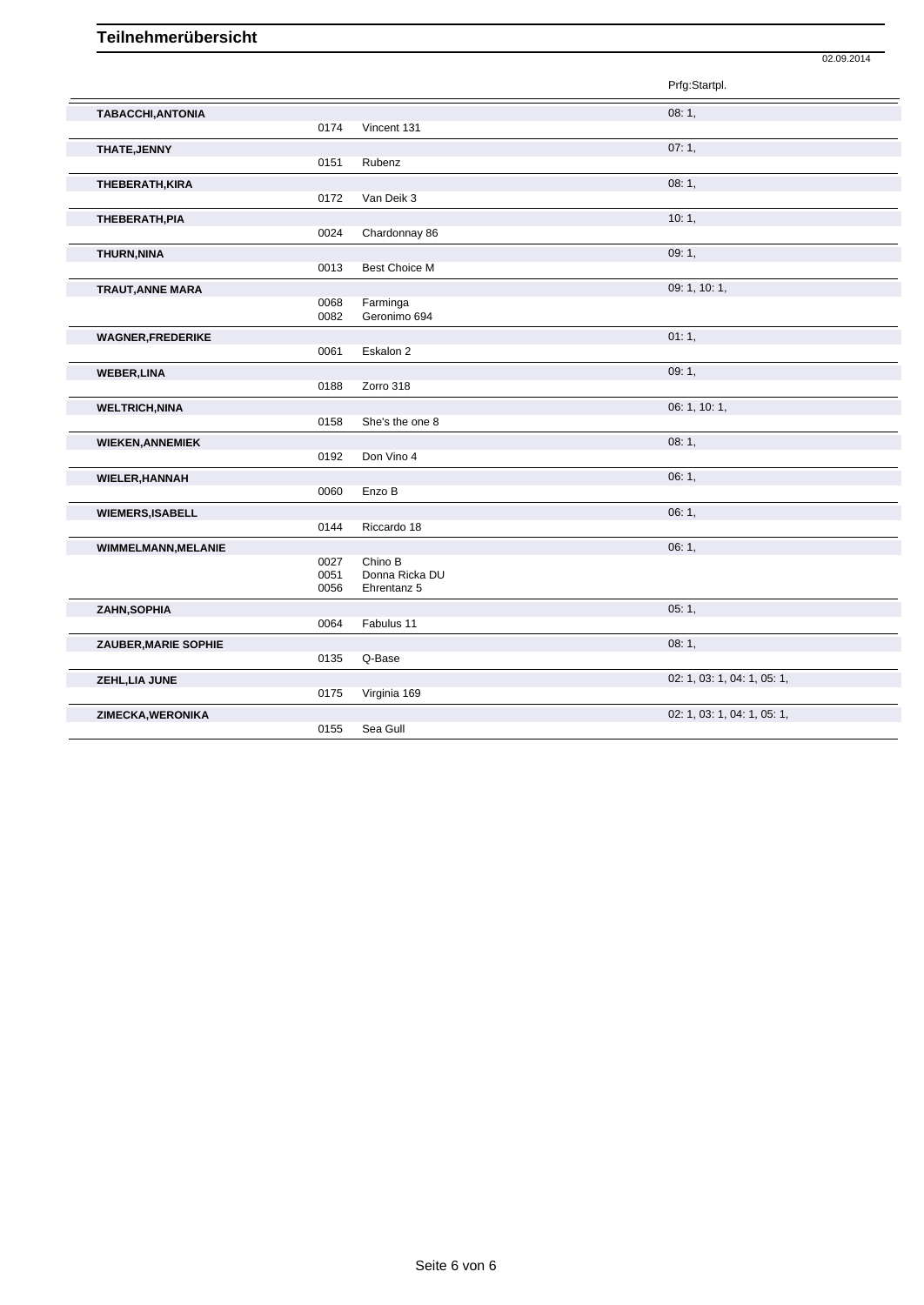# Teilnehmerübersicht

02.09.2014

| | | | Prfg:Startpl. |
|---|---|---|---|
| **TABACCHI,ANTONIA** | | | 08: 1, |
| | 0174 | Vincent 131 | |
| **THATE,JENNY** | | | 07: 1, |
| | 0151 | Rubenz | |
| **THEBERATH,KIRA** | | | 08: 1, |
| | 0172 | Van Deik 3 | |
| **THEBERATH,PIA** | | | 10: 1, |
| | 0024 | Chardonnay 86 | |
| **THURN,NINA** | | | 09: 1, |
| | 0013 | Best Choice M | |
| **TRAUT,ANNE MARA** | | | 09: 1, 10: 1, |
| | 0068 | Farminga | |
| | 0082 | Geronimo 694 | |
| **WAGNER,FREDERIKE** | | | 01: 1, |
| | 0061 | Eskalon 2 | |
| **WEBER,LINA** | | | 09: 1, |
| | 0188 | Zorro 318 | |
| **WELTRICH,NINA** | | | 06: 1, 10: 1, |
| | 0158 | She's the one 8 | |
| **WIEKEN,ANNEMIEK** | | | 08: 1, |
| | 0192 | Don Vino 4 | |
| **WIELER,HANNAH** | | | 06: 1, |
| | 0060 | Enzo B | |
| **WIEMERS,ISABELL** | | | 06: 1, |
| | 0144 | Riccardo 18 | |
| **WIMMELMANN,MELANIE** | | | 06: 1, |
| | 0027 | Chino B | |
| | 0051 | Donna Ricka DU | |
| | 0056 | Ehrentanz 5 | |
| **ZAHN,SOPHIA** | | | 05: 1, |
| | 0064 | Fabulus 11 | |
| **ZAUBER,MARIE SOPHIE** | | | 08: 1, |
| | 0135 | Q-Base | |
| **ZEHL,LIA JUNE** | | | 02: 1, 03: 1, 04: 1, 05: 1, |
| | 0175 | Virginia 169 | |
| **ZIMECKA,WERONIKA** | | | 02: 1, 03: 1, 04: 1, 05: 1, |
| | 0155 | Sea Gull | |